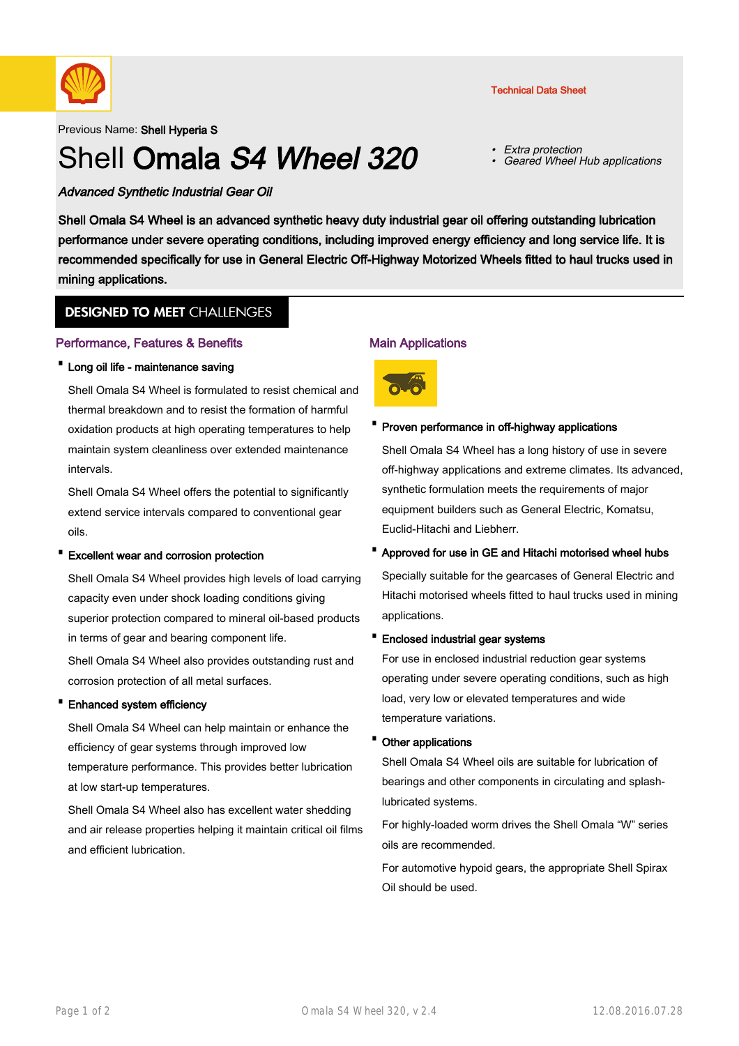Technical Data Sheet

Previous Name: **Shell Hyperia S**

# Shell **Omala** ***S4 Wheel 320***

- *Extra protection*
- *Geared Wheel Hub applications*

***Advanced Synthetic Industrial Gear Oil***

**Shell Omala S4 Wheel is an advanced synthetic heavy duty industrial gear oil offering outstanding lubrication performance under severe operating conditions, including improved energy efficiency and long service life. It is recommended specifically for use in General Electric Off-Highway Motorized Wheels fitted to haul trucks used in mining applications.**

## DESIGNED TO MEET CHALLENGES

### Performance, Features & Benefits

- **Long oil life - maintenance saving**

  Shell Omala S4 Wheel is formulated to resist chemical and thermal breakdown and to resist the formation of harmful oxidation products at high operating temperatures to help maintain system cleanliness over extended maintenance intervals.

  Shell Omala S4 Wheel offers the potential to significantly extend service intervals compared to conventional gear oils.

- **Excellent wear and corrosion protection**

  Shell Omala S4 Wheel provides high levels of load carrying capacity even under shock loading conditions giving superior protection compared to mineral oil-based products in terms of gear and bearing component life.

  Shell Omala S4 Wheel also provides outstanding rust and corrosion protection of all metal surfaces.

- **Enhanced system efficiency**

  Shell Omala S4 Wheel can help maintain or enhance the efficiency of gear systems through improved low temperature performance. This provides better lubrication at low start-up temperatures.

  Shell Omala S4 Wheel also has excellent water shedding and air release properties helping it maintain critical oil films and efficient lubrication.

### Main Applications

- **Proven performance in off-highway applications**

  Shell Omala S4 Wheel has a long history of use in severe off-highway applications and extreme climates. Its advanced, synthetic formulation meets the requirements of major equipment builders such as General Electric, Komatsu, Euclid-Hitachi and Liebherr.

- **Approved for use in GE and Hitachi motorised wheel hubs**

  Specially suitable for the gearcases of General Electric and Hitachi motorised wheels fitted to haul trucks used in mining applications.

- **Enclosed industrial gear systems**

  For use in enclosed industrial reduction gear systems operating under severe operating conditions, such as high load, very low or elevated temperatures and wide temperature variations.

- **Other applications**

  Shell Omala S4 Wheel oils are suitable for lubrication of bearings and other components in circulating and splash-lubricated systems.

  For highly-loaded worm drives the Shell Omala "W" series oils are recommended.

  For automotive hypoid gears, the appropriate Shell Spirax Oil should be used.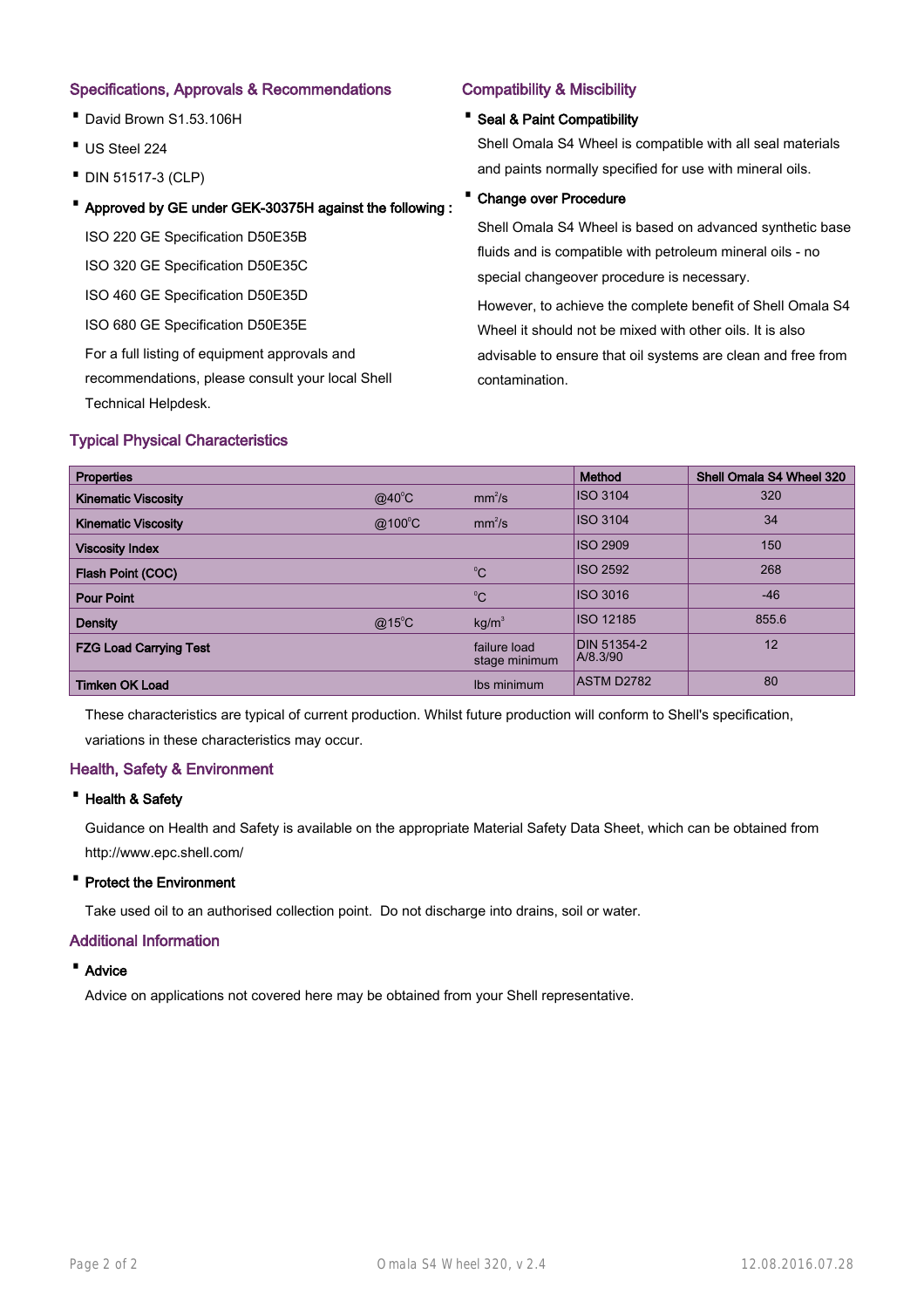## Specifications, Approvals & Recommendations

- David Brown S1.53.106H
- US Steel 224
- DIN 51517-3 (CLP)
- **Approved by GE under GEK-30375H against the following :**

  ISO 220 GE Specification D50E35B

  ISO 320 GE Specification D50E35C

  ISO 460 GE Specification D50E35D

  ISO 680 GE Specification D50E35E

  For a full listing of equipment approvals and recommendations, please consult your local Shell Technical Helpdesk.

## Compatibility & Miscibility

- **Seal & Paint Compatibility**

  Shell Omala S4 Wheel is compatible with all seal materials and paints normally specified for use with mineral oils.

- **Change over Procedure**

  Shell Omala S4 Wheel is based on advanced synthetic base fluids and is compatible with petroleum mineral oils - no special changeover procedure is necessary.

  However, to achieve the complete benefit of Shell Omala S4 Wheel it should not be mixed with other oils. It is also advisable to ensure that oil systems are clean and free from contamination.

## Typical Physical Characteristics

| Properties | | | Method | Shell Omala S4 Wheel 320 |
|---|---|---|---|---|
| Kinematic Viscosity | @40°C | $mm^2/s$ | ISO 3104 | 320 |
| Kinematic Viscosity | @100°C | $mm^2/s$ | ISO 3104 | 34 |
| Viscosity Index | | | ISO 2909 | 150 |
| Flash Point (COC) | | °C | ISO 2592 | 268 |
| Pour Point | | °C | ISO 3016 | -46 |
| Density | @15°C | $kg/m^3$ | ISO 12185 | 855.6 |
| FZG Load Carrying Test | | failure load stage minimum | DIN 51354-2 A/8.3/90 | 12 |
| Timken OK Load | | lbs minimum | ASTM D2782 | 80 |

These characteristics are typical of current production. Whilst future production will conform to Shell's specification, variations in these characteristics may occur.

## Health, Safety & Environment

- **Health & Safety**

  Guidance on Health and Safety is available on the appropriate Material Safety Data Sheet, which can be obtained from http://www.epc.shell.com/

- **Protect the Environment**

  Take used oil to an authorised collection point. Do not discharge into drains, soil or water.

## Additional Information

- **Advice**

  Advice on applications not covered here may be obtained from your Shell representative.